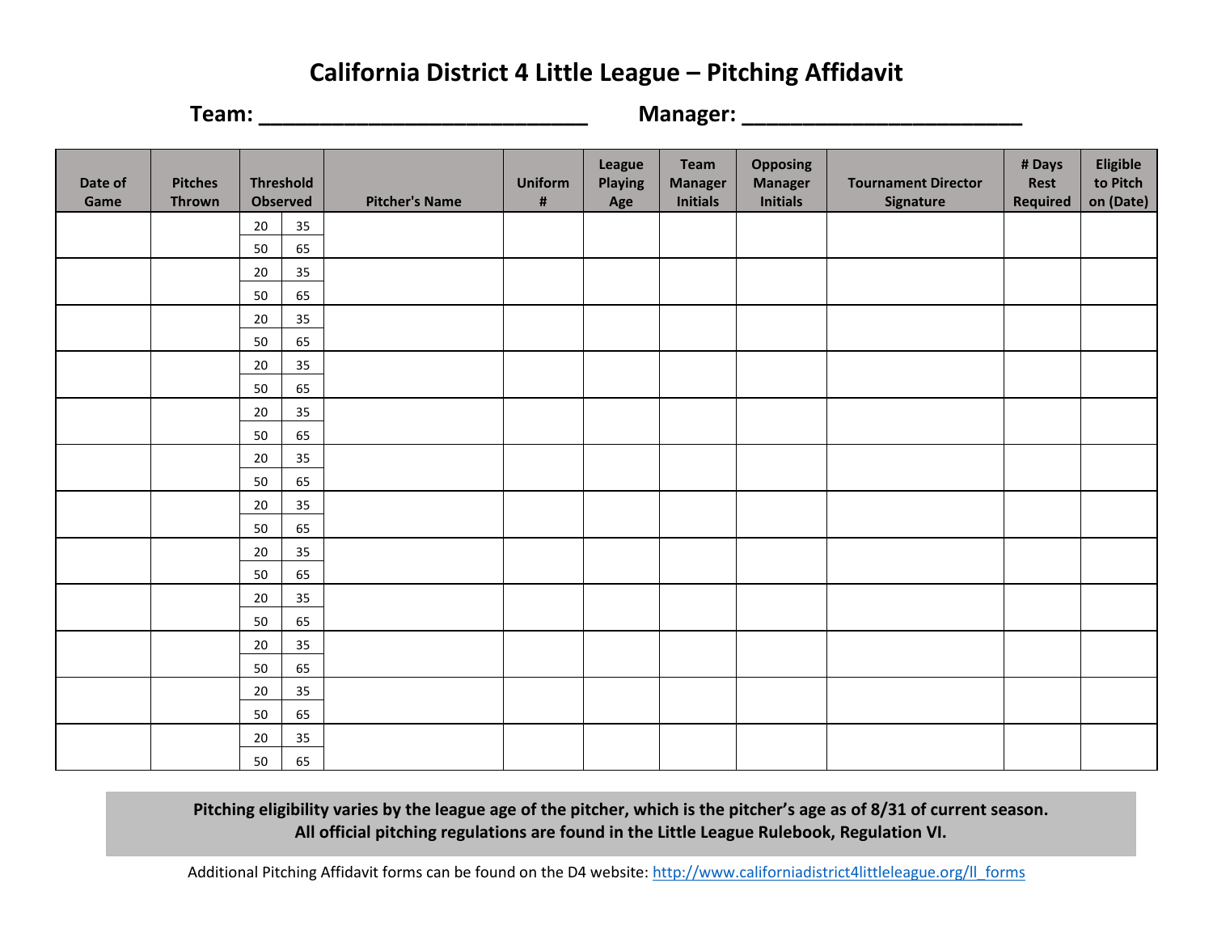# California District 4 Little League – Pitching Affidavit

**Team: \_\_\_\_\_\_\_\_\_\_\_\_\_\_\_\_\_\_\_\_\_\_\_\_\_\_\_\_ Manager: \_\_\_\_\_\_\_\_\_\_\_\_\_\_\_\_\_\_\_\_\_\_\_\_**

| Date of Game | Pitches Thrown | Threshold Observed | | Pitcher's Name | Uniform # | League Playing Age | Team Manager Initials | Opposing Manager Initials | Tournament Director Signature | # Days Rest Required | Eligible to Pitch on (Date) |
|---|---|---|---|---|---|---|---|---|---|---|---|
| | | 20 | 35 | | | | | | | | |
| | | 50 | 65 | | | | | | | | |
| | | 20 | 35 | | | | | | | | |
| | | 50 | 65 | | | | | | | | |
| | | 20 | 35 | | | | | | | | |
| | | 50 | 65 | | | | | | | | |
| | | 20 | 35 | | | | | | | | |
| | | 50 | 65 | | | | | | | | |
| | | 20 | 35 | | | | | | | | |
| | | 50 | 65 | | | | | | | | |
| | | 20 | 35 | | | | | | | | |
| | | 50 | 65 | | | | | | | | |
| | | 20 | 35 | | | | | | | | |
| | | 50 | 65 | | | | | | | | |
| | | 20 | 35 | | | | | | | | |
| | | 50 | 65 | | | | | | | | |
| | | 20 | 35 | | | | | | | | |
| | | 50 | 65 | | | | | | | | |
| | | 20 | 35 | | | | | | | | |
| | | 50 | 65 | | | | | | | | |
| | | 20 | 35 | | | | | | | | |
| | | 50 | 65 | | | | | | | | |
| | | 20 | 35 | | | | | | | | |
| | | 50 | 65 | | | | | | | | |

**Pitching eligibility varies by the league age of the pitcher, which is the pitcher's age as of 8/31 of current season.**
**All official pitching regulations are found in the Little League Rulebook, Regulation VI.**

Additional Pitching Affidavit forms can be found on the D4 website: [http://www.californiadistrict4littleleague.org/ll_forms](http://www.californiadistrict4littleleague.org/ll_forms)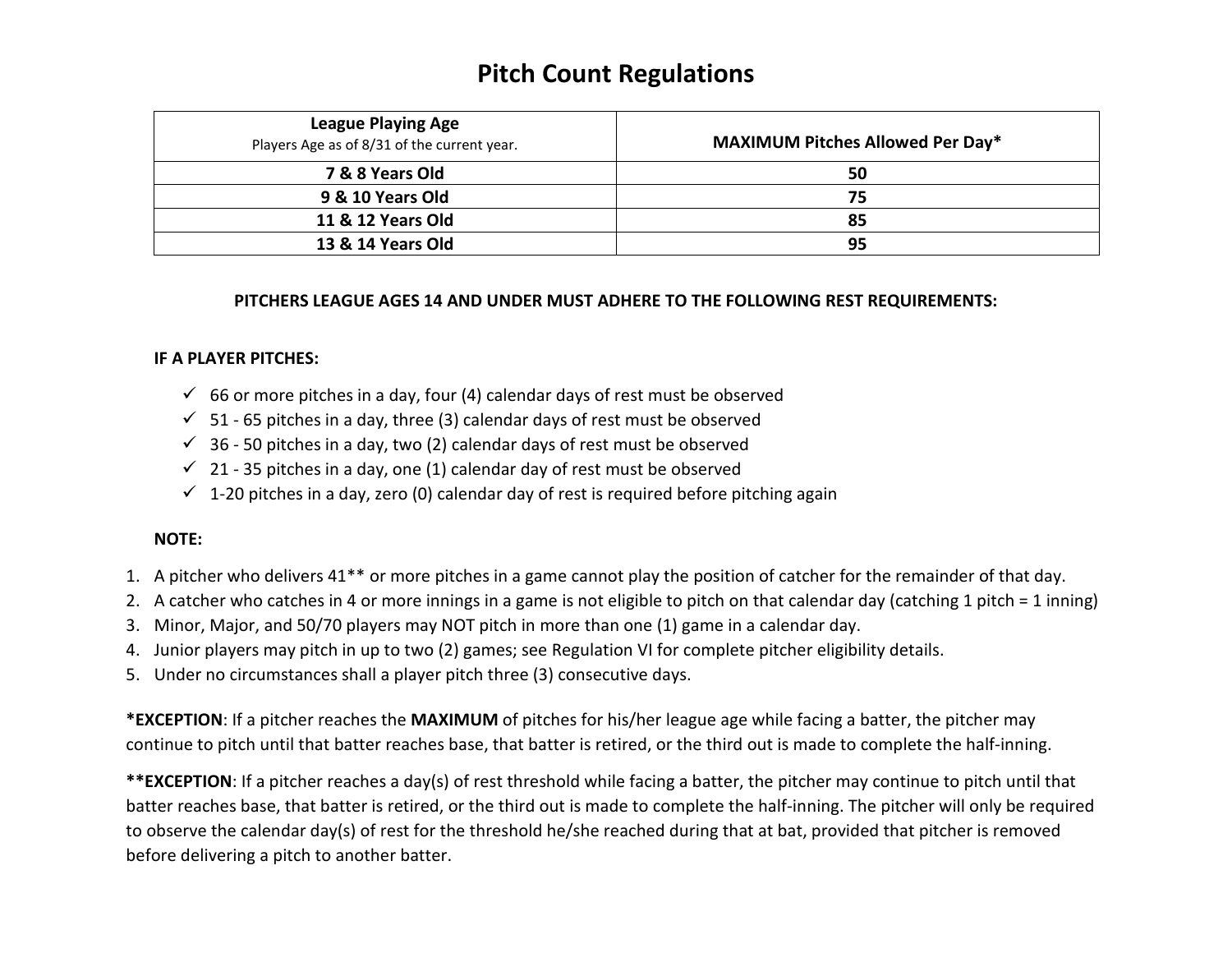# Pitch Count Regulations

| **League Playing Age**<br>Players Age as of 8/31 of the current year. | **MAXIMUM Pitches Allowed Per Day*** |
|---|---|
| **7 & 8 Years Old** | **50** |
| **9 & 10 Years Old** | **75** |
| **11 & 12 Years Old** | **85** |
| **13 & 14 Years Old** | **95** |

**PITCHERS LEAGUE AGES 14 AND UNDER MUST ADHERE TO THE FOLLOWING REST REQUIREMENTS:**

**IF A PLAYER PITCHES:**

- ✓ 66 or more pitches in a day, four (4) calendar days of rest must be observed
- ✓ 51 - 65 pitches in a day, three (3) calendar days of rest must be observed
- ✓ 36 - 50 pitches in a day, two (2) calendar days of rest must be observed
- ✓ 21 - 35 pitches in a day, one (1) calendar day of rest must be observed
- ✓ 1-20 pitches in a day, zero (0) calendar day of rest is required before pitching again

**NOTE:**

1. A pitcher who delivers 41** or more pitches in a game cannot play the position of catcher for the remainder of that day.
2. A catcher who catches in 4 or more innings in a game is not eligible to pitch on that calendar day (catching 1 pitch = 1 inning)
3. Minor, Major, and 50/70 players may NOT pitch in more than one (1) game in a calendar day.
4. Junior players may pitch in up to two (2) games; see Regulation VI for complete pitcher eligibility details.
5. Under no circumstances shall a player pitch three (3) consecutive days.

***EXCEPTION**: If a pitcher reaches the **MAXIMUM** of pitches for his/her league age while facing a batter, the pitcher may continue to pitch until that batter reaches base, that batter is retired, or the third out is made to complete the half-inning.

****EXCEPTION**: If a pitcher reaches a day(s) of rest threshold while facing a batter, the pitcher may continue to pitch until that batter reaches base, that batter is retired, or the third out is made to complete the half-inning. The pitcher will only be required to observe the calendar day(s) of rest for the threshold he/she reached during that at bat, provided that pitcher is removed before delivering a pitch to another batter.